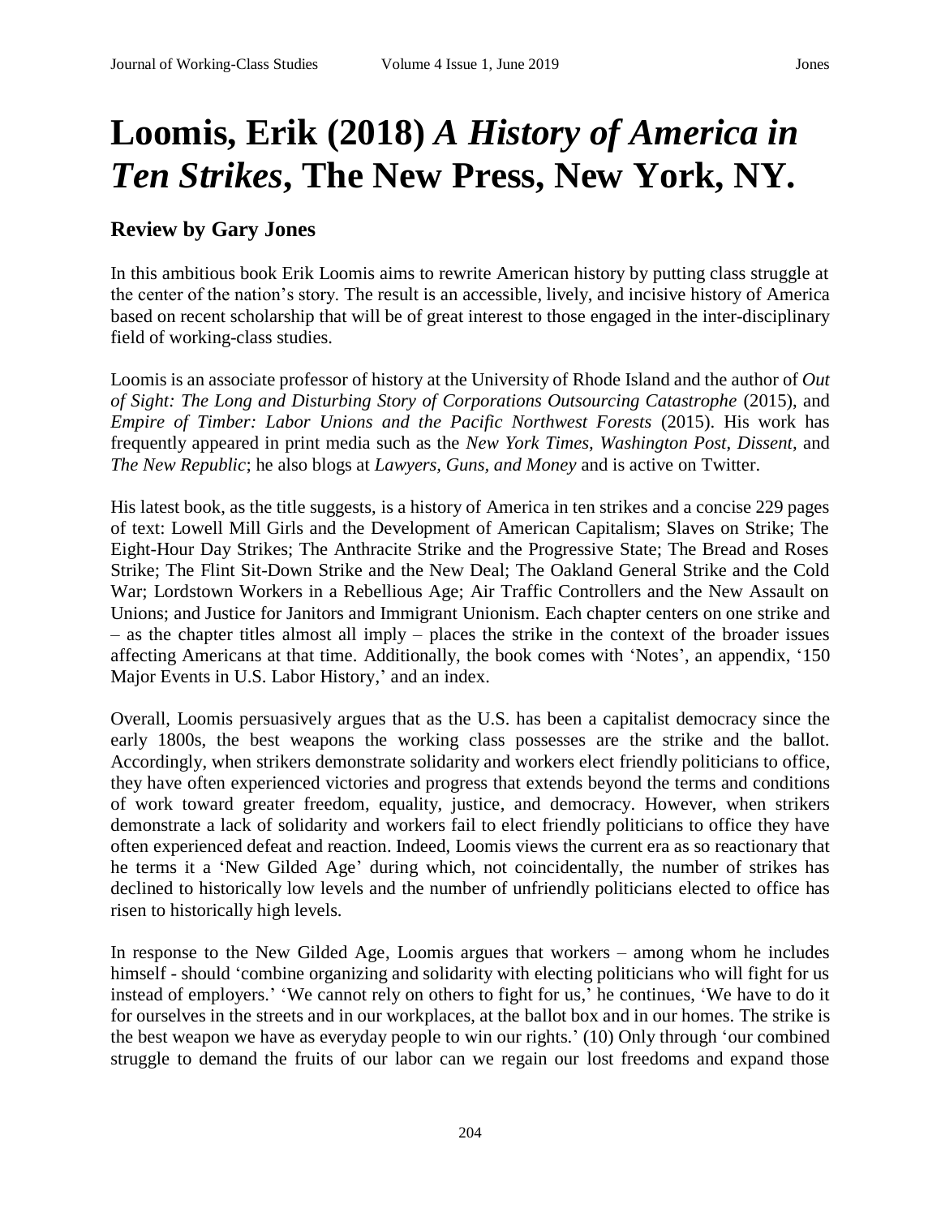# Loomis, Erik (2018) *A History of America in Ten Strikes*, The New Press, New York, NY.

## Review by Gary Jones

In this ambitious book Erik Loomis aims to rewrite American history by putting class struggle at the center of the nation's story. The result is an accessible, lively, and incisive history of America based on recent scholarship that will be of great interest to those engaged in the inter-disciplinary field of working-class studies.

Loomis is an associate professor of history at the University of Rhode Island and the author of *Out of Sight: The Long and Disturbing Story of Corporations Outsourcing Catastrophe* (2015), and *Empire of Timber: Labor Unions and the Pacific Northwest Forests* (2015). His work has frequently appeared in print media such as the *New York Times, Washington Post*, *Dissent*, and *The New Republic*; he also blogs at *Lawyers, Guns, and Money* and is active on Twitter.

His latest book, as the title suggests, is a history of America in ten strikes and a concise 229 pages of text: Lowell Mill Girls and the Development of American Capitalism; Slaves on Strike; The Eight-Hour Day Strikes; The Anthracite Strike and the Progressive State; The Bread and Roses Strike; The Flint Sit-Down Strike and the New Deal; The Oakland General Strike and the Cold War; Lordstown Workers in a Rebellious Age; Air Traffic Controllers and the New Assault on Unions; and Justice for Janitors and Immigrant Unionism. Each chapter centers on one strike and – as the chapter titles almost all imply – places the strike in the context of the broader issues affecting Americans at that time. Additionally, the book comes with 'Notes', an appendix, '150 Major Events in U.S. Labor History,' and an index.

Overall, Loomis persuasively argues that as the U.S. has been a capitalist democracy since the early 1800s, the best weapons the working class possesses are the strike and the ballot. Accordingly, when strikers demonstrate solidarity and workers elect friendly politicians to office, they have often experienced victories and progress that extends beyond the terms and conditions of work toward greater freedom, equality, justice, and democracy. However, when strikers demonstrate a lack of solidarity and workers fail to elect friendly politicians to office they have often experienced defeat and reaction. Indeed, Loomis views the current era as so reactionary that he terms it a 'New Gilded Age' during which, not coincidentally, the number of strikes has declined to historically low levels and the number of unfriendly politicians elected to office has risen to historically high levels.

In response to the New Gilded Age, Loomis argues that workers – among whom he includes himself - should 'combine organizing and solidarity with electing politicians who will fight for us instead of employers.' 'We cannot rely on others to fight for us,' he continues, 'We have to do it for ourselves in the streets and in our workplaces, at the ballot box and in our homes. The strike is the best weapon we have as everyday people to win our rights.' (10) Only through 'our combined struggle to demand the fruits of our labor can we regain our lost freedoms and expand those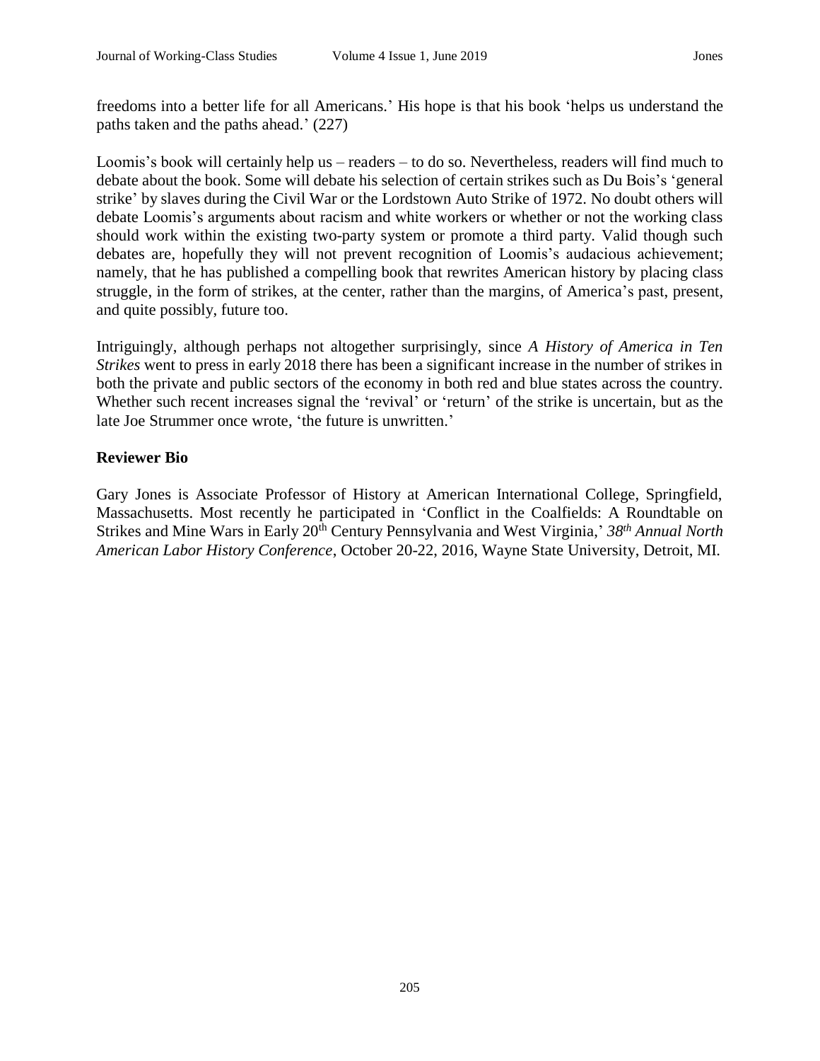freedoms into a better life for all Americans.' His hope is that his book 'helps us understand the paths taken and the paths ahead.' (227)

Loomis's book will certainly help us – readers – to do so. Nevertheless, readers will find much to debate about the book. Some will debate his selection of certain strikes such as Du Bois's 'general strike' by slaves during the Civil War or the Lordstown Auto Strike of 1972. No doubt others will debate Loomis's arguments about racism and white workers or whether or not the working class should work within the existing two-party system or promote a third party. Valid though such debates are, hopefully they will not prevent recognition of Loomis's audacious achievement; namely, that he has published a compelling book that rewrites American history by placing class struggle, in the form of strikes, at the center, rather than the margins, of America's past, present, and quite possibly, future too.

Intriguingly, although perhaps not altogether surprisingly, since *A History of America in Ten Strikes* went to press in early 2018 there has been a significant increase in the number of strikes in both the private and public sectors of the economy in both red and blue states across the country. Whether such recent increases signal the 'revival' or 'return' of the strike is uncertain, but as the late Joe Strummer once wrote, 'the future is unwritten.'

**Reviewer Bio**

Gary Jones is Associate Professor of History at American International College, Springfield, Massachusetts. Most recently he participated in 'Conflict in the Coalfields: A Roundtable on Strikes and Mine Wars in Early 20th Century Pennsylvania and West Virginia,' *38th Annual North American Labor History Conference*, October 20-22, 2016, Wayne State University, Detroit, MI.